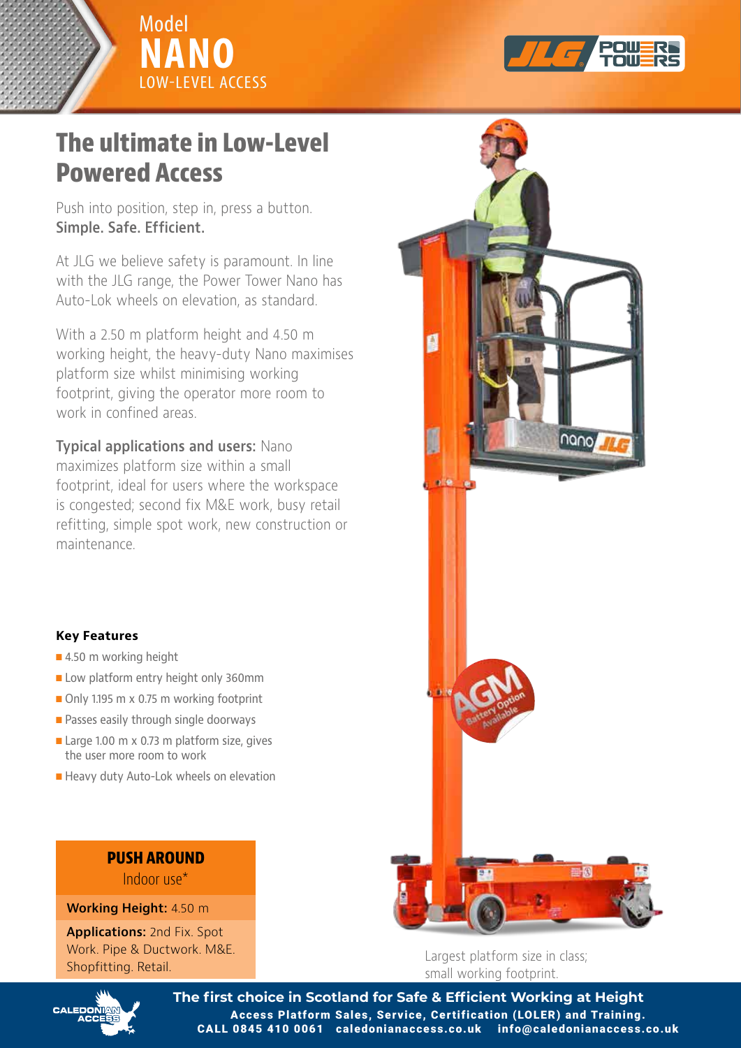Model
# NANO
LOW-LEVEL ACCESS

## The ultimate in Low-Level Powered Access

Push into position, step in, press a button.
**Simple. Safe. Efficient.**

At JLG we believe safety is paramount. In line with the JLG range, the Power Tower Nano has Auto-Lok wheels on elevation, as standard.

With a 2.50 m platform height and 4.50 m working height, the heavy-duty Nano maximises platform size whilst minimising working footprint, giving the operator more room to work in confined areas.

**Typical applications and users:** Nano maximizes platform size within a small footprint, ideal for users where the workspace is congested; second fix M&E work, busy retail refitting, simple spot work, new construction or maintenance.

### Key Features

- 4.50 m working height
- Low platform entry height only 360mm
- Only 1.195 m x 0.75 m working footprint
- Passes easily through single doorways
- Large 1.00 m x 0.73 m platform size, gives the user more room to work
- Heavy duty Auto-Lok wheels on elevation

**PUSH AROUND**
Indoor use*

**Working Height:** 4.50 m

**Applications:** 2nd Fix. Spot Work. Pipe & Ductwork. M&E. Shopfitting. Retail.

AGM Battery Option Available

Largest platform size in class; small working footprint.

**The first choice in Scotland for Safe & Efficient Working at Height**
**Access Platform Sales, Service, Certification (LOLER) and Training.**
**CALL 0845 410 0061 caledonianaccess.co.uk info@caledonianaccess.co.uk**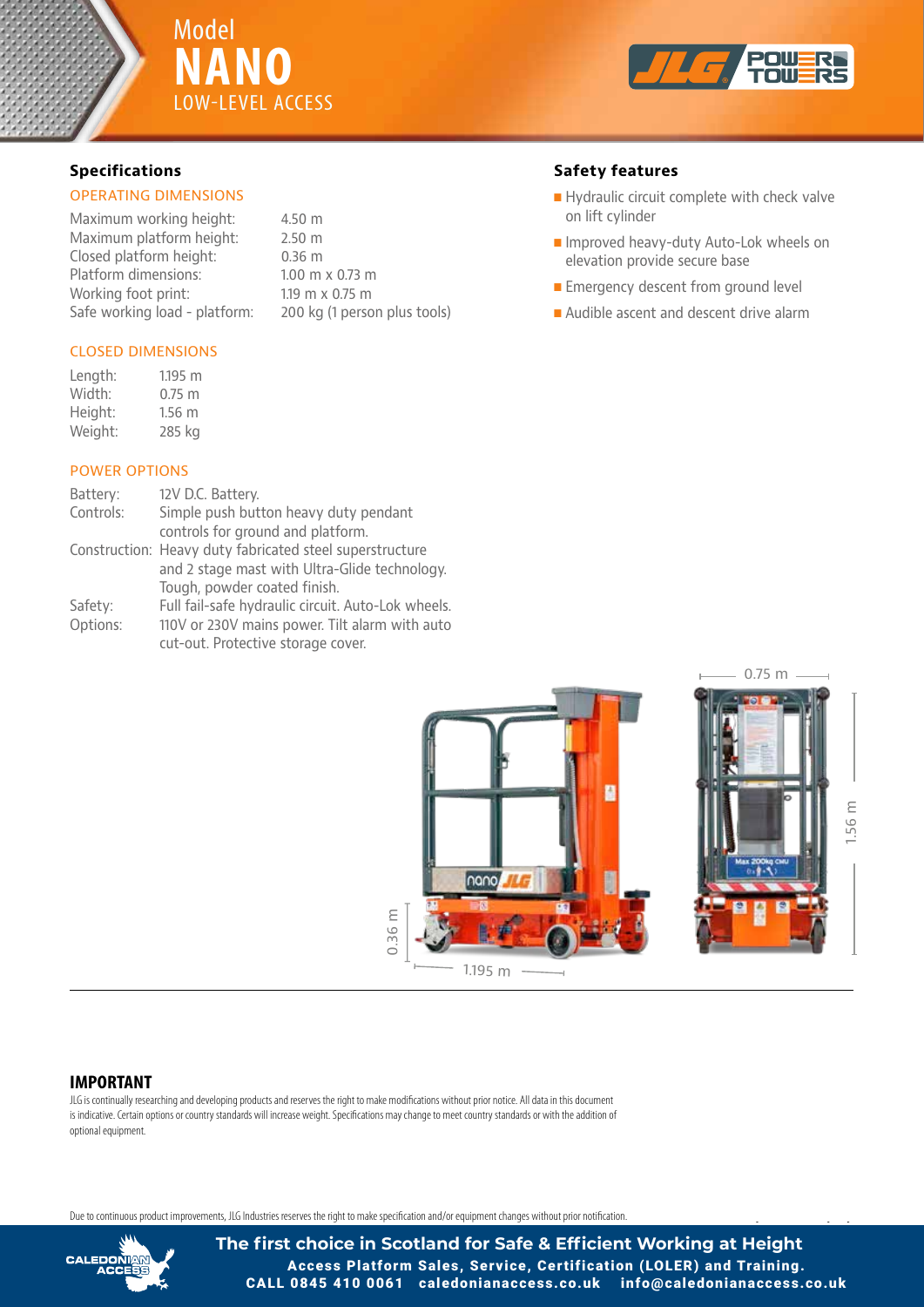Model

# NANO

LOW-LEVEL ACCESS

## Specifications

### OPERATING DIMENSIONS

| | |
|---|---|
| Maximum working height: | 4.50 m |
| Maximum platform height: | 2.50 m |
| Closed platform height: | 0.36 m |
| Platform dimensions: | 1.00 m x 0.73 m |
| Working foot print: | 1.19 m x 0.75 m |
| Safe working load - platform: | 200 kg (1 person plus tools) |

### CLOSED DIMENSIONS

| | |
|---|---|
| Length: | 1.195 m |
| Width: | 0.75 m |
| Height: | 1.56 m |
| Weight: | 285 kg |

### POWER OPTIONS

| | |
|---|---|
| Battery: | 12V D.C. Battery. |
| Controls: | Simple push button heavy duty pendant controls for ground and platform. |
| Construction: | Heavy duty fabricated steel superstructure and 2 stage mast with Ultra-Glide technology. Tough, powder coated finish. |
| Safety: | Full fail-safe hydraulic circuit. Auto-Lok wheels. |
| Options: | 110V or 230V mains power. Tilt alarm with auto cut-out. Protective storage cover. |

## Safety features

- Hydraulic circuit complete with check valve on lift cylinder
- Improved heavy-duty Auto-Lok wheels on elevation provide secure base
- Emergency descent from ground level
- Audible ascent and descent drive alarm

0.36 m

1.195 m

0.75 m

1.56 m

## IMPORTANT

JLG is continually researching and developing products and reserves the right to make modifications without prior notice. All data in this document is indicative. Certain options or country standards will increase weight. Specifications may change to meet country standards or with the addition of optional equipment.

Due to continuous product improvements, JLG Industries reserves the right to make specification and/or equipment changes without prior notification.

**The first choice in Scotland for Safe & Efficient Working at Height**

**Access Platform Sales, Service, Certification (LOLER) and Training.**

**CALL 0845 410 0061 caledonianaccess.co.uk info@caledonianaccess.co.uk**